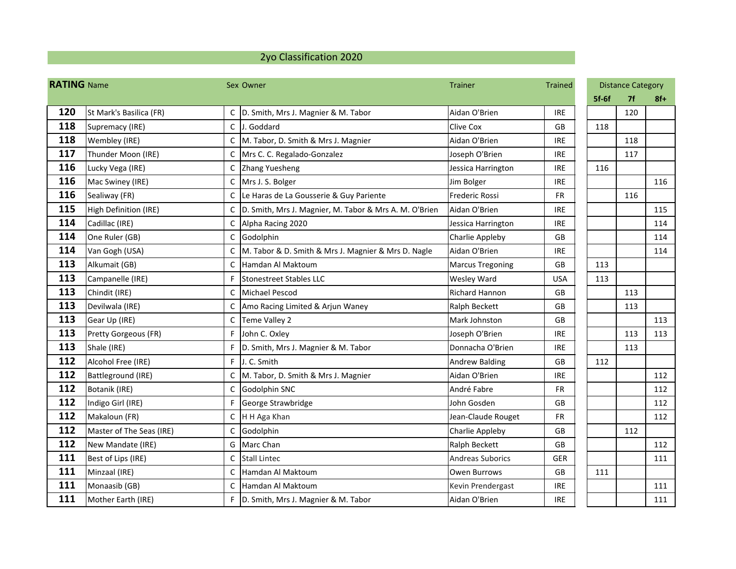# 2yo Classification 2020

| RATING | Name | Sex | Owner | Trainer | Trained | Distance Category | | |
|---|---|---|---|---|---|---|---|---|
| | | | | | | 5f-6f | 7f | 8f+ |
| **120** | St Mark's Basilica (FR) | C | D. Smith, Mrs J. Magnier & M. Tabor | Aidan O'Brien | IRE | | 120 | |
| **118** | Supremacy (IRE) | C | J. Goddard | Clive Cox | GB | 118 | | |
| **118** | Wembley (IRE) | C | M. Tabor, D. Smith & Mrs J. Magnier | Aidan O'Brien | IRE | | 118 | |
| **117** | Thunder Moon (IRE) | C | Mrs C. C. Regalado-Gonzalez | Joseph O'Brien | IRE | | 117 | |
| **116** | Lucky Vega (IRE) | C | Zhang Yuesheng | Jessica Harrington | IRE | 116 | | |
| **116** | Mac Swiney (IRE) | C | Mrs J. S. Bolger | Jim Bolger | IRE | | | 116 |
| **116** | Sealiway (FR) | C | Le Haras de La Gousserie & Guy Pariente | Frederic Rossi | FR | | 116 | |
| **115** | High Definition (IRE) | C | D. Smith, Mrs J. Magnier, M. Tabor & Mrs A. M. O'Brien | Aidan O'Brien | IRE | | | 115 |
| **114** | Cadillac (IRE) | C | Alpha Racing 2020 | Jessica Harrington | IRE | | | 114 |
| **114** | One Ruler (GB) | C | Godolphin | Charlie Appleby | GB | | | 114 |
| **114** | Van Gogh (USA) | C | M. Tabor & D. Smith & Mrs J. Magnier & Mrs D. Nagle | Aidan O'Brien | IRE | | | 114 |
| **113** | Alkumait (GB) | C | Hamdan Al Maktoum | Marcus Tregoning | GB | 113 | | |
| **113** | Campanelle (IRE) | F | Stonestreet Stables LLC | Wesley Ward | USA | 113 | | |
| **113** | Chindit (IRE) | C | Michael Pescod | Richard Hannon | GB | | 113 | |
| **113** | Devilwala (IRE) | C | Amo Racing Limited & Arjun Waney | Ralph Beckett | GB | | 113 | |
| **113** | Gear Up (IRE) | C | Teme Valley 2 | Mark Johnston | GB | | | 113 |
| **113** | Pretty Gorgeous (FR) | F | John C. Oxley | Joseph O'Brien | IRE | | 113 | 113 |
| **113** | Shale (IRE) | F | D. Smith, Mrs J. Magnier & M. Tabor | Donnacha O'Brien | IRE | | 113 | |
| **112** | Alcohol Free (IRE) | F | J. C. Smith | Andrew Balding | GB | 112 | | |
| **112** | Battleground (IRE) | C | M. Tabor, D. Smith & Mrs J. Magnier | Aidan O'Brien | IRE | | | 112 |
| **112** | Botanik (IRE) | C | Godolphin SNC | André Fabre | FR | | | 112 |
| **112** | Indigo Girl (IRE) | F | George Strawbridge | John Gosden | GB | | | 112 |
| **112** | Makaloun (FR) | C | H H Aga Khan | Jean-Claude Rouget | FR | | | 112 |
| **112** | Master of The Seas (IRE) | C | Godolphin | Charlie Appleby | GB | | 112 | |
| **112** | New Mandate (IRE) | G | Marc Chan | Ralph Beckett | GB | | | 112 |
| **111** | Best of Lips (IRE) | C | Stall Lintec | Andreas Suborics | GER | | | 111 |
| **111** | Minzaal (IRE) | C | Hamdan Al Maktoum | Owen Burrows | GB | 111 | | |
| **111** | Monaasib (GB) | C | Hamdan Al Maktoum | Kevin Prendergast | IRE | | | 111 |
| **111** | Mother Earth (IRE) | F | D. Smith, Mrs J. Magnier & M. Tabor | Aidan O'Brien | IRE | | | 111 |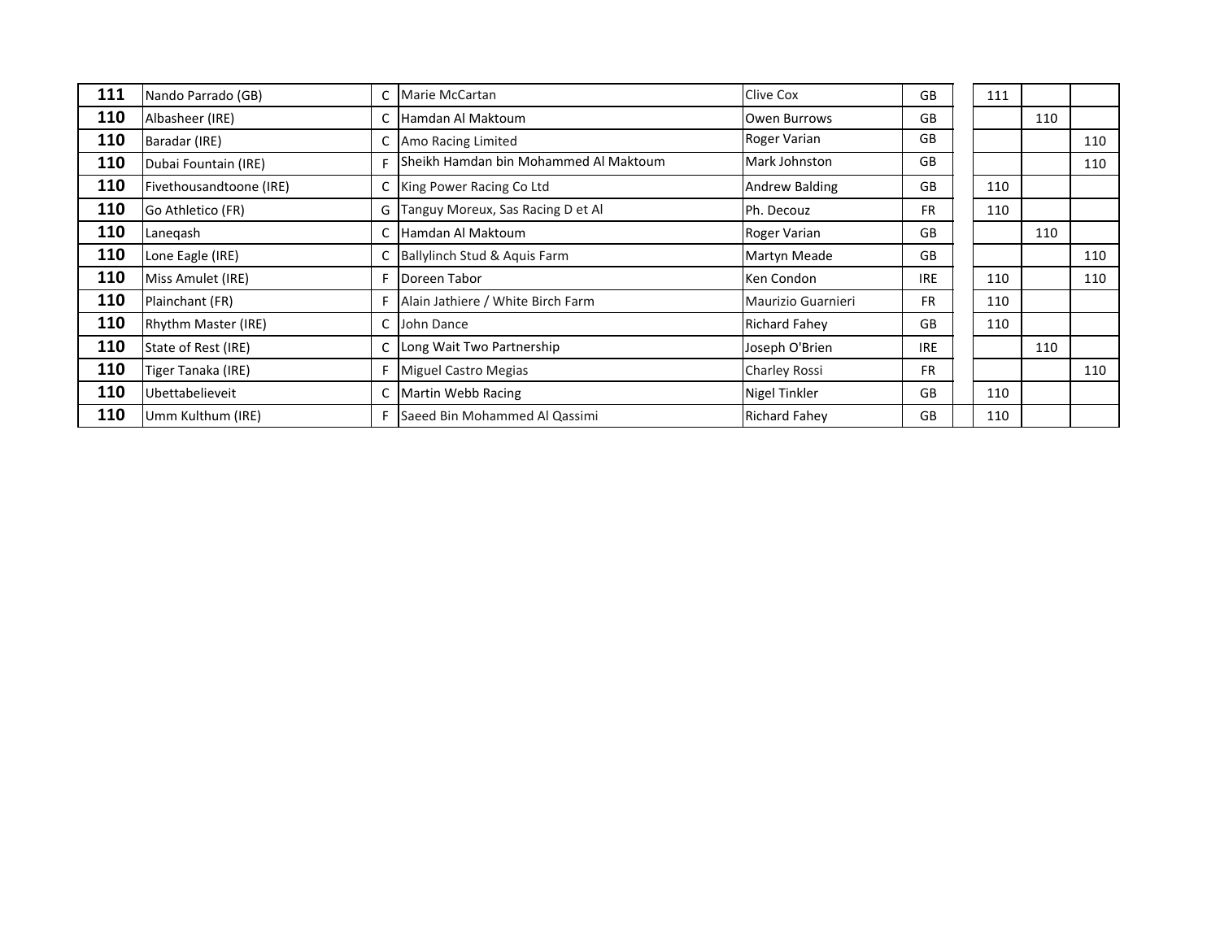| | | | | | | | | | |
|---|---|---|---|---|---|---|---|---|---|
| **111** | Nando Parrado (GB) | C | Marie McCartan | Clive Cox | GB | | 111 | | |
| **110** | Albasheer (IRE) | C | Hamdan Al Maktoum | Owen Burrows | GB | | | 110 | |
| **110** | Baradar (IRE) | C | Amo Racing Limited | Roger Varian | GB | | | | 110 |
| **110** | Dubai Fountain (IRE) | F | Sheikh Hamdan bin Mohammed Al Maktoum | Mark Johnston | GB | | | | 110 |
| **110** | Fivethousandtoone (IRE) | C | King Power Racing Co Ltd | Andrew Balding | GB | | 110 | | |
| **110** | Go Athletico (FR) | G | Tanguy Moreux, Sas Racing D et Al | Ph. Decouz | FR | | 110 | | |
| **110** | Laneqash | C | Hamdan Al Maktoum | Roger Varian | GB | | | 110 | |
| **110** | Lone Eagle (IRE) | C | Ballylinch Stud & Aquis Farm | Martyn Meade | GB | | | | 110 |
| **110** | Miss Amulet (IRE) | F | Doreen Tabor | Ken Condon | IRE | | 110 | | 110 |
| **110** | Plainchant (FR) | F | Alain Jathiere / White Birch Farm | Maurizio Guarnieri | FR | | 110 | | |
| **110** | Rhythm Master (IRE) | C | John Dance | Richard Fahey | GB | | 110 | | |
| **110** | State of Rest (IRE) | C | Long Wait Two Partnership | Joseph O'Brien | IRE | | | 110 | |
| **110** | Tiger Tanaka (IRE) | F | Miguel Castro Megias | Charley Rossi | FR | | | | 110 |
| **110** | Ubettabelieveit | C | Martin Webb Racing | Nigel Tinkler | GB | | 110 | | |
| **110** | Umm Kulthum (IRE) | F | Saeed Bin Mohammed Al Qassimi | Richard Fahey | GB | | 110 | | |